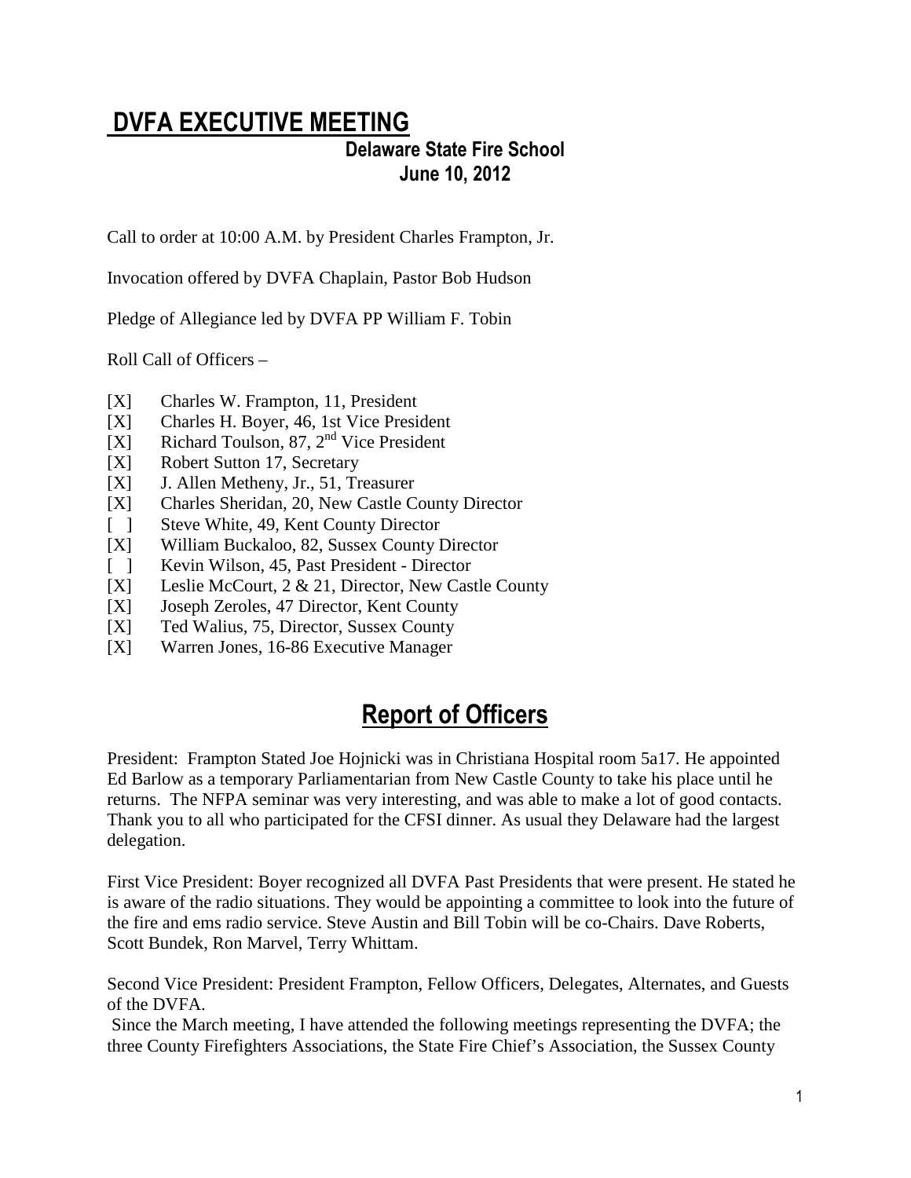# DVFA EXECUTIVE MEETING

## Delaware State Fire School
## June 10, 2012

Call to order at 10:00 A.M. by President Charles Frampton, Jr.

Invocation offered by DVFA Chaplain, Pastor Bob Hudson

Pledge of Allegiance led by DVFA PP William F. Tobin

Roll Call of Officers –

- [X] Charles W. Frampton, 11, President
- [X] Charles H. Boyer, 46, 1st Vice President
- [X] Richard Toulson, 87, 2nd Vice President
- [X] Robert Sutton 17, Secretary
- [X] J. Allen Metheny, Jr., 51, Treasurer
- [X] Charles Sheridan, 20, New Castle County Director
- [ ] Steve White, 49, Kent County Director
- [X] William Buckaloo, 82, Sussex County Director
- [ ] Kevin Wilson, 45, Past President - Director
- [X] Leslie McCourt, 2 & 21, Director, New Castle County
- [X] Joseph Zeroles, 47 Director, Kent County
- [X] Ted Walius, 75, Director, Sussex County
- [X] Warren Jones, 16-86 Executive Manager

# Report of Officers

President: Frampton Stated Joe Hojnicki was in Christiana Hospital room 5a17. He appointed Ed Barlow as a temporary Parliamentarian from New Castle County to take his place until he returns. The NFPA seminar was very interesting, and was able to make a lot of good contacts. Thank you to all who participated for the CFSI dinner. As usual they Delaware had the largest delegation.

First Vice President: Boyer recognized all DVFA Past Presidents that were present. He stated he is aware of the radio situations. They would be appointing a committee to look into the future of the fire and ems radio service. Steve Austin and Bill Tobin will be co-Chairs. Dave Roberts, Scott Bundek, Ron Marvel, Terry Whittam.

Second Vice President: President Frampton, Fellow Officers, Delegates, Alternates, and Guests of the DVFA.

Since the March meeting, I have attended the following meetings representing the DVFA; the three County Firefighters Associations, the State Fire Chief's Association, the Sussex County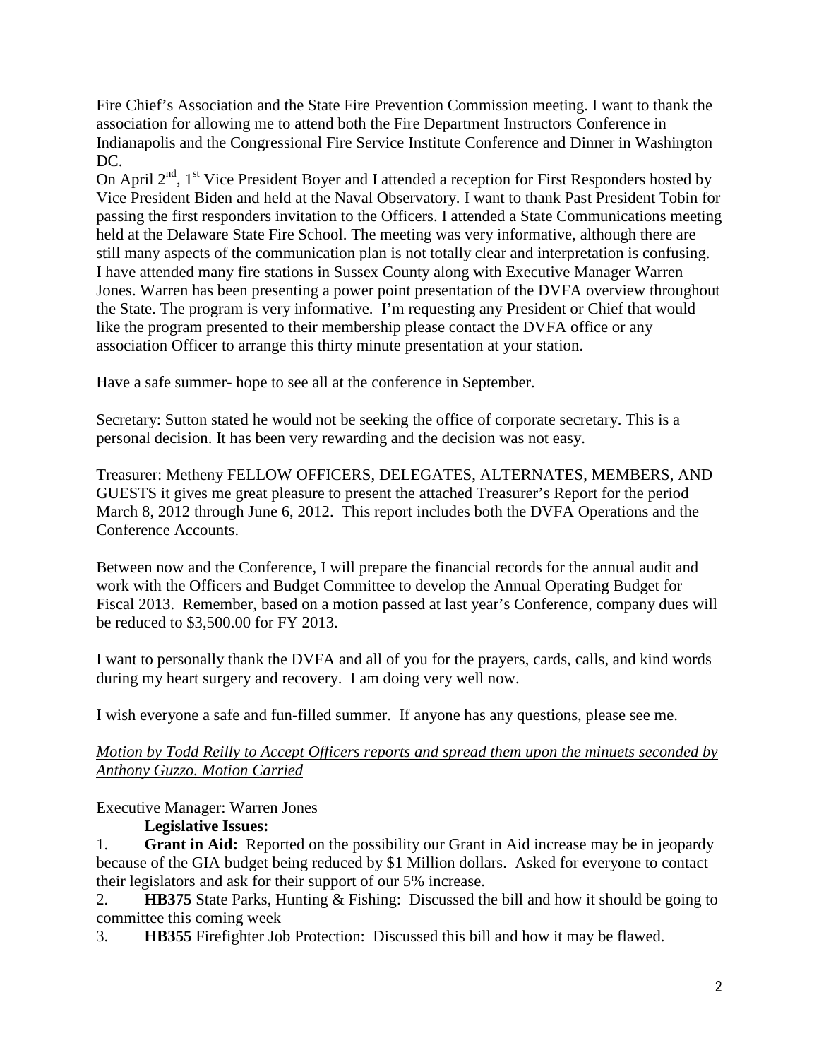Fire Chief's Association and the State Fire Prevention Commission meeting. I want to thank the association for allowing me to attend both the Fire Department Instructors Conference in Indianapolis and the Congressional Fire Service Institute Conference and Dinner in Washington DC.
On April 2nd, 1st Vice President Boyer and I attended a reception for First Responders hosted by Vice President Biden and held at the Naval Observatory. I want to thank Past President Tobin for passing the first responders invitation to the Officers. I attended a State Communications meeting held at the Delaware State Fire School. The meeting was very informative, although there are still many aspects of the communication plan is not totally clear and interpretation is confusing. I have attended many fire stations in Sussex County along with Executive Manager Warren Jones. Warren has been presenting a power point presentation of the DVFA overview throughout the State. The program is very informative. I'm requesting any President or Chief that would like the program presented to their membership please contact the DVFA office or any association Officer to arrange this thirty minute presentation at your station.

Have a safe summer- hope to see all at the conference in September.

Secretary: Sutton stated he would not be seeking the office of corporate secretary. This is a personal decision. It has been very rewarding and the decision was not easy.

Treasurer: Metheny FELLOW OFFICERS, DELEGATES, ALTERNATES, MEMBERS, AND GUESTS it gives me great pleasure to present the attached Treasurer's Report for the period March 8, 2012 through June 6, 2012. This report includes both the DVFA Operations and the Conference Accounts.

Between now and the Conference, I will prepare the financial records for the annual audit and work with the Officers and Budget Committee to develop the Annual Operating Budget for Fiscal 2013. Remember, based on a motion passed at last year's Conference, company dues will be reduced to $3,500.00 for FY 2013.

I want to personally thank the DVFA and all of you for the prayers, cards, calls, and kind words during my heart surgery and recovery. I am doing very well now.

I wish everyone a safe and fun-filled summer. If anyone has any questions, please see me.

*Motion by Todd Reilly to Accept Officers reports and spread them upon the minuets seconded by Anthony Guzzo. Motion Carried*

Executive Manager: Warren Jones

**Legislative Issues:**

1. **Grant in Aid:** Reported on the possibility our Grant in Aid increase may be in jeopardy because of the GIA budget being reduced by $1 Million dollars. Asked for everyone to contact their legislators and ask for their support of our 5% increase.
2. **HB375** State Parks, Hunting & Fishing: Discussed the bill and how it should be going to committee this coming week
3. **HB355** Firefighter Job Protection: Discussed this bill and how it may be flawed.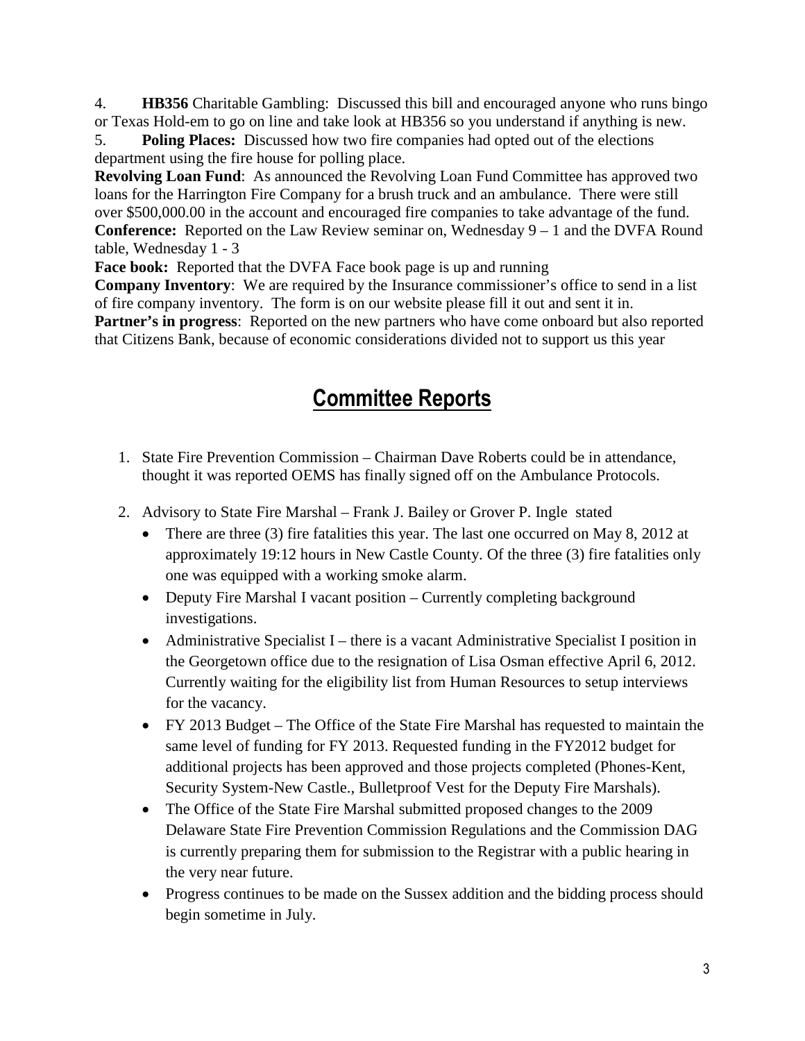4. **HB356** Charitable Gambling: Discussed this bill and encouraged anyone who runs bingo or Texas Hold-em to go on line and take look at HB356 so you understand if anything is new.

5. **Poling Places:** Discussed how two fire companies had opted out of the elections department using the fire house for polling place.

**Revolving Loan Fund**: As announced the Revolving Loan Fund Committee has approved two loans for the Harrington Fire Company for a brush truck and an ambulance. There were still over $500,000.00 in the account and encouraged fire companies to take advantage of the fund.
**Conference:** Reported on the Law Review seminar on, Wednesday 9 – 1 and the DVFA Round table, Wednesday 1 - 3
**Face book:** Reported that the DVFA Face book page is up and running
**Company Inventory**: We are required by the Insurance commissioner's office to send in a list of fire company inventory. The form is on our website please fill it out and sent it in.
**Partner's in progress**: Reported on the new partners who have come onboard but also reported that Citizens Bank, because of economic considerations divided not to support us this year

# Committee Reports

1. State Fire Prevention Commission – Chairman Dave Roberts could be in attendance, thought it was reported OEMS has finally signed off on the Ambulance Protocols.

2. Advisory to State Fire Marshal – Frank J. Bailey or Grover P. Ingle stated
   - There are three (3) fire fatalities this year. The last one occurred on May 8, 2012 at approximately 19:12 hours in New Castle County. Of the three (3) fire fatalities only one was equipped with a working smoke alarm.
   - Deputy Fire Marshal I vacant position – Currently completing background investigations.
   - Administrative Specialist I – there is a vacant Administrative Specialist I position in the Georgetown office due to the resignation of Lisa Osman effective April 6, 2012. Currently waiting for the eligibility list from Human Resources to setup interviews for the vacancy.
   - FY 2013 Budget – The Office of the State Fire Marshal has requested to maintain the same level of funding for FY 2013. Requested funding in the FY2012 budget for additional projects has been approved and those projects completed (Phones-Kent, Security System-New Castle., Bulletproof Vest for the Deputy Fire Marshals).
   - The Office of the State Fire Marshal submitted proposed changes to the 2009 Delaware State Fire Prevention Commission Regulations and the Commission DAG is currently preparing them for submission to the Registrar with a public hearing in the very near future.
   - Progress continues to be made on the Sussex addition and the bidding process should begin sometime in July.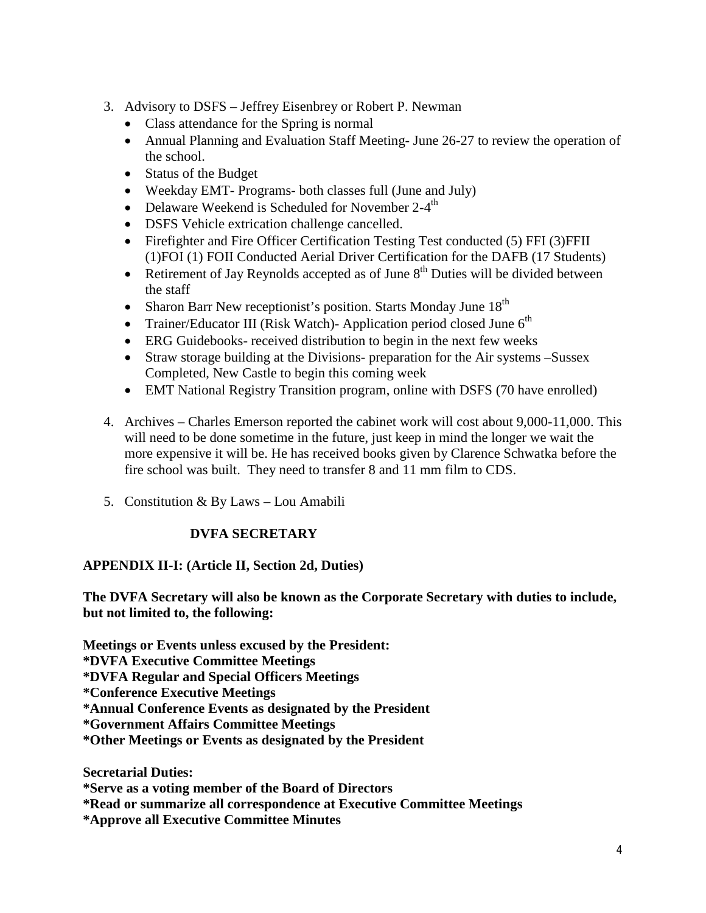3. Advisory to DSFS – Jeffrey Eisenbrey or Robert P. Newman
   - Class attendance for the Spring is normal
   - Annual Planning and Evaluation Staff Meeting- June 26-27 to review the operation of the school.
   - Status of the Budget
   - Weekday EMT- Programs- both classes full (June and July)
   - Delaware Weekend is Scheduled for November 2-4th
   - DSFS Vehicle extrication challenge cancelled.
   - Firefighter and Fire Officer Certification Testing Test conducted (5) FFI (3)FFII (1)FOI (1) FOII Conducted Aerial Driver Certification for the DAFB (17 Students)
   - Retirement of Jay Reynolds accepted as of June 8th Duties will be divided between the staff
   - Sharon Barr New receptionist's position. Starts Monday June 18th
   - Trainer/Educator III (Risk Watch)- Application period closed June 6th
   - ERG Guidebooks- received distribution to begin in the next few weeks
   - Straw storage building at the Divisions- preparation for the Air systems –Sussex Completed, New Castle to begin this coming week
   - EMT National Registry Transition program, online with DSFS (70 have enrolled)

4. Archives – Charles Emerson reported the cabinet work will cost about 9,000-11,000. This will need to be done sometime in the future, just keep in mind the longer we wait the more expensive it will be. He has received books given by Clarence Schwatka before the fire school was built. They need to transfer 8 and 11 mm film to CDS.

5. Constitution & By Laws – Lou Amabili

**DVFA SECRETARY**

**APPENDIX II-I: (Article II, Section 2d, Duties)**

**The DVFA Secretary will also be known as the Corporate Secretary with duties to include, but not limited to, the following:**

**Meetings or Events unless excused by the President:**
**\*DVFA Executive Committee Meetings**
**\*DVFA Regular and Special Officers Meetings**
**\*Conference Executive Meetings**
**\*Annual Conference Events as designated by the President**
**\*Government Affairs Committee Meetings**
**\*Other Meetings or Events as designated by the President**

**Secretarial Duties:**
**\*Serve as a voting member of the Board of Directors**
**\*Read or summarize all correspondence at Executive Committee Meetings**
**\*Approve all Executive Committee Minutes**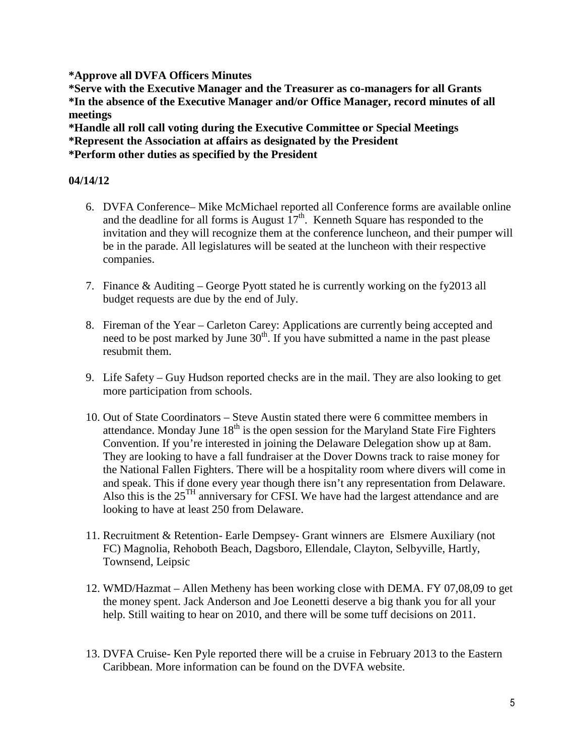**\*Approve all DVFA Officers Minutes**
**\*Serve with the Executive Manager and the Treasurer as co-managers for all Grants**
**\*In the absence of the Executive Manager and/or Office Manager, record minutes of all meetings**
**\*Handle all roll call voting during the Executive Committee or Special Meetings**
**\*Represent the Association at affairs as designated by the President**
**\*Perform other duties as specified by the President**

**04/14/12**

6. DVFA Conference– Mike McMichael reported all Conference forms are available online and the deadline for all forms is August 17th. Kenneth Square has responded to the invitation and they will recognize them at the conference luncheon, and their pumper will be in the parade. All legislatures will be seated at the luncheon with their respective companies.

7. Finance & Auditing – George Pyott stated he is currently working on the fy2013 all budget requests are due by the end of July.

8. Fireman of the Year – Carleton Carey: Applications are currently being accepted and need to be post marked by June 30th. If you have submitted a name in the past please resubmit them.

9. Life Safety – Guy Hudson reported checks are in the mail. They are also looking to get more participation from schools.

10. Out of State Coordinators – Steve Austin stated there were 6 committee members in attendance. Monday June 18th is the open session for the Maryland State Fire Fighters Convention. If you're interested in joining the Delaware Delegation show up at 8am. They are looking to have a fall fundraiser at the Dover Downs track to raise money for the National Fallen Fighters. There will be a hospitality room where divers will come in and speak. This if done every year though there isn't any representation from Delaware. Also this is the 25TH anniversary for CFSI. We have had the largest attendance and are looking to have at least 250 from Delaware.

11. Recruitment & Retention- Earle Dempsey- Grant winners are Elsmere Auxiliary (not FC) Magnolia, Rehoboth Beach, Dagsboro, Ellendale, Clayton, Selbyville, Hartly, Townsend, Leipsic

12. WMD/Hazmat – Allen Metheny has been working close with DEMA. FY 07,08,09 to get the money spent. Jack Anderson and Joe Leonetti deserve a big thank you for all your help. Still waiting to hear on 2010, and there will be some tuff decisions on 2011.

13. DVFA Cruise- Ken Pyle reported there will be a cruise in February 2013 to the Eastern Caribbean. More information can be found on the DVFA website.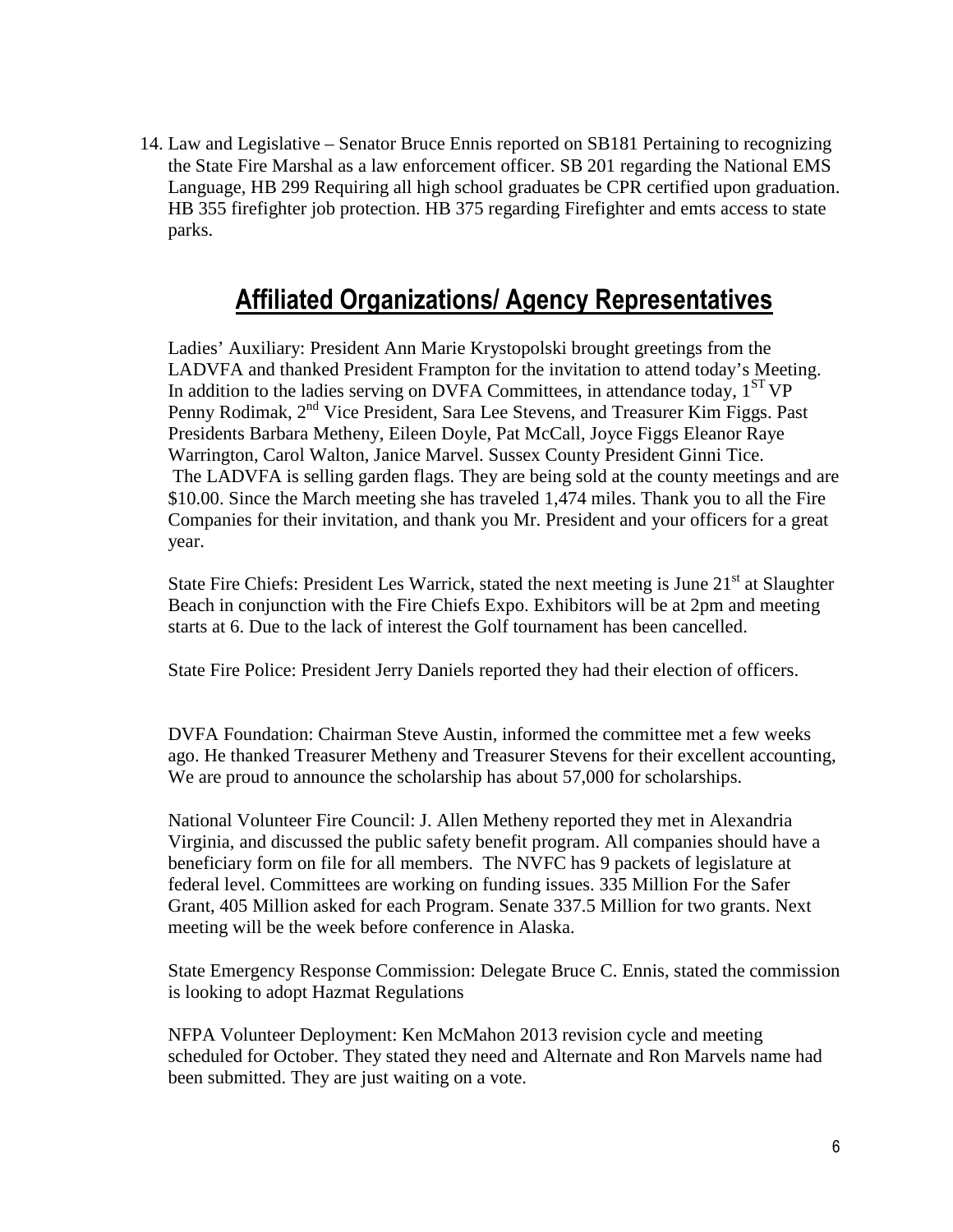14. Law and Legislative – Senator Bruce Ennis reported on SB181 Pertaining to recognizing the State Fire Marshal as a law enforcement officer. SB 201 regarding the National EMS Language, HB 299 Requiring all high school graduates be CPR certified upon graduation. HB 355 firefighter job protection. HB 375 regarding Firefighter and emts access to state parks.

## Affiliated Organizations/ Agency Representatives

Ladies' Auxiliary: President Ann Marie Krystopolski brought greetings from the LADVFA and thanked President Frampton for the invitation to attend today's Meeting. In addition to the ladies serving on DVFA Committees, in attendance today, 1ST VP Penny Rodimak, 2nd Vice President, Sara Lee Stevens, and Treasurer Kim Figgs. Past Presidents Barbara Metheny, Eileen Doyle, Pat McCall, Joyce Figgs Eleanor Raye Warrington, Carol Walton, Janice Marvel. Sussex County President Ginni Tice. The LADVFA is selling garden flags. They are being sold at the county meetings and are $10.00. Since the March meeting she has traveled 1,474 miles. Thank you to all the Fire Companies for their invitation, and thank you Mr. President and your officers for a great year.

State Fire Chiefs: President Les Warrick, stated the next meeting is June 21st at Slaughter Beach in conjunction with the Fire Chiefs Expo. Exhibitors will be at 2pm and meeting starts at 6. Due to the lack of interest the Golf tournament has been cancelled.

State Fire Police: President Jerry Daniels reported they had their election of officers.

DVFA Foundation: Chairman Steve Austin, informed the committee met a few weeks ago. He thanked Treasurer Metheny and Treasurer Stevens for their excellent accounting, We are proud to announce the scholarship has about 57,000 for scholarships.

National Volunteer Fire Council: J. Allen Metheny reported they met in Alexandria Virginia, and discussed the public safety benefit program. All companies should have a beneficiary form on file for all members. The NVFC has 9 packets of legislature at federal level. Committees are working on funding issues. 335 Million For the Safer Grant, 405 Million asked for each Program. Senate 337.5 Million for two grants. Next meeting will be the week before conference in Alaska.

State Emergency Response Commission: Delegate Bruce C. Ennis, stated the commission is looking to adopt Hazmat Regulations

NFPA Volunteer Deployment: Ken McMahon 2013 revision cycle and meeting scheduled for October. They stated they need and Alternate and Ron Marvels name had been submitted. They are just waiting on a vote.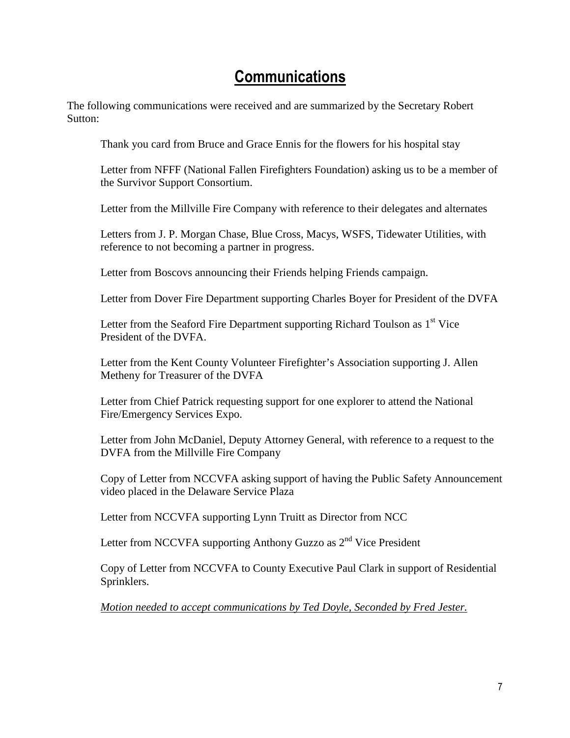# Communications

The following communications were received and are summarized by the Secretary Robert Sutton:

Thank you card from Bruce and Grace Ennis for the flowers for his hospital stay

Letter from NFFF (National Fallen Firefighters Foundation) asking us to be a member of the Survivor Support Consortium.

Letter from the Millville Fire Company with reference to their delegates and alternates

Letters from J. P. Morgan Chase, Blue Cross, Macys, WSFS, Tidewater Utilities, with reference to not becoming a partner in progress.

Letter from Boscovs announcing their Friends helping Friends campaign.

Letter from Dover Fire Department supporting Charles Boyer for President of the DVFA

Letter from the Seaford Fire Department supporting Richard Toulson as 1st Vice President of the DVFA.

Letter from the Kent County Volunteer Firefighter's Association supporting J. Allen Metheny for Treasurer of the DVFA

Letter from Chief Patrick requesting support for one explorer to attend the National Fire/Emergency Services Expo.

Letter from John McDaniel, Deputy Attorney General, with reference to a request to the DVFA from the Millville Fire Company

Copy of Letter from NCCVFA asking support of having the Public Safety Announcement video placed in the Delaware Service Plaza

Letter from NCCVFA supporting Lynn Truitt as Director from NCC

Letter from NCCVFA supporting Anthony Guzzo as 2nd Vice President

Copy of Letter from NCCVFA to County Executive Paul Clark in support of Residential Sprinklers.

*Motion needed to accept communications by Ted Doyle, Seconded by Fred Jester.*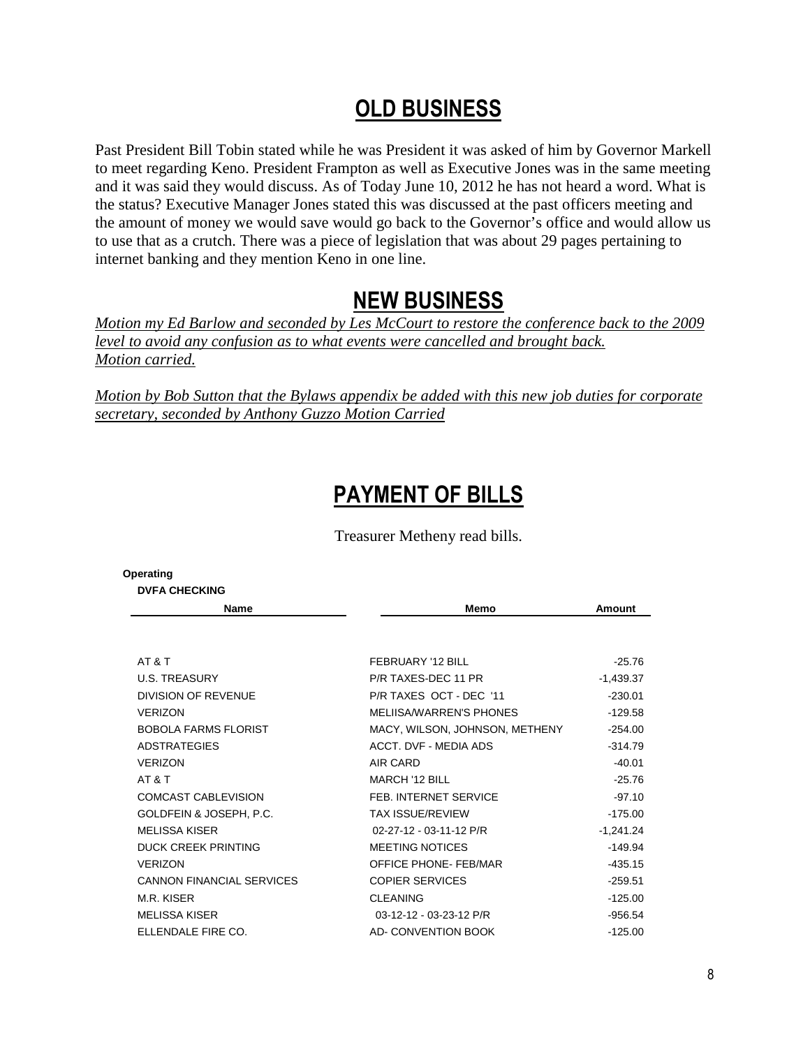## OLD BUSINESS

Past President Bill Tobin stated while he was President it was asked of him by Governor Markell to meet regarding Keno. President Frampton as well as Executive Jones was in the same meeting and it was said they would discuss. As of Today June 10, 2012 he has not heard a word. What is the status? Executive Manager Jones stated this was discussed at the past officers meeting and the amount of money we would save would go back to the Governor's office and would allow us to use that as a crutch. There was a piece of legislation that was about 29 pages pertaining to internet banking and they mention Keno in one line.

## NEW BUSINESS

*Motion my Ed Barlow and seconded by Les McCourt to restore the conference back to the 2009 level to avoid any confusion as to what events were cancelled and brought back. Motion carried.*

*Motion by Bob Sutton that the Bylaws appendix be added with this new job duties for corporate secretary, seconded by Anthony Guzzo Motion Carried*

## PAYMENT OF BILLS

Treasurer Metheny read bills.

**Operating**

**DVFA CHECKING**

| Name | Memo | Amount |
|---|---|---|
| AT & T | FEBRUARY '12 BILL | -25.76 |
| U.S. TREASURY | P/R TAXES-DEC 11 PR | -1,439.37 |
| DIVISION OF REVENUE | P/R TAXES OCT - DEC '11 | -230.01 |
| VERIZON | MELIISA/WARREN'S PHONES | -129.58 |
| BOBOLA FARMS FLORIST | MACY, WILSON, JOHNSON, METHENY | -254.00 |
| ADSTRATEGIES | ACCT. DVF - MEDIA ADS | -314.79 |
| VERIZON | AIR CARD | -40.01 |
| AT & T | MARCH '12 BILL | -25.76 |
| COMCAST CABLEVISION | FEB. INTERNET SERVICE | -97.10 |
| GOLDFEIN & JOSEPH, P.C. | TAX ISSUE/REVIEW | -175.00 |
| MELISSA KISER | 02-27-12 - 03-11-12 P/R | -1,241.24 |
| DUCK CREEK PRINTING | MEETING NOTICES | -149.94 |
| VERIZON | OFFICE PHONE- FEB/MAR | -435.15 |
| CANNON FINANCIAL SERVICES | COPIER SERVICES | -259.51 |
| M.R. KISER | CLEANING | -125.00 |
| MELISSA KISER | 03-12-12 - 03-23-12 P/R | -956.54 |
| ELLENDALE FIRE CO. | AD- CONVENTION BOOK | -125.00 |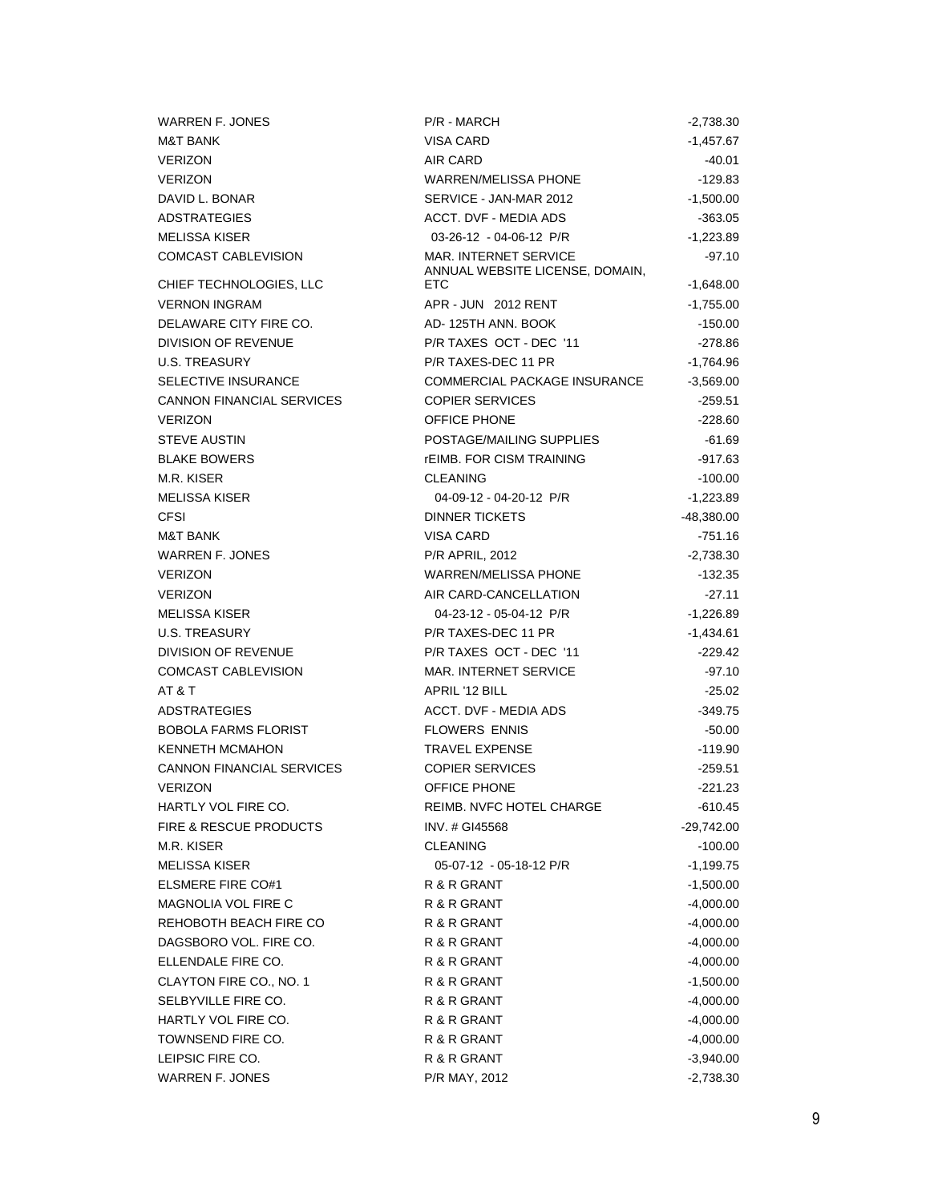| | | |
|---|---|---|
| WARREN F. JONES | P/R - MARCH | -2,738.30 |
| M&T BANK | VISA CARD | -1,457.67 |
| VERIZON | AIR CARD | -40.01 |
| VERIZON | WARREN/MELISSA PHONE | -129.83 |
| DAVID L. BONAR | SERVICE - JAN-MAR 2012 | -1,500.00 |
| ADSTRATEGIES | ACCT. DVF - MEDIA ADS | -363.05 |
| MELISSA KISER | 03-26-12 - 04-06-12 P/R | -1,223.89 |
| COMCAST CABLEVISION | MAR. INTERNET SERVICE | -97.10 |
| CHIEF TECHNOLOGIES, LLC | ANNUAL WEBSITE LICENSE, DOMAIN, ETC | -1,648.00 |
| VERNON INGRAM | APR - JUN 2012 RENT | -1,755.00 |
| DELAWARE CITY FIRE CO. | AD- 125TH ANN. BOOK | -150.00 |
| DIVISION OF REVENUE | P/R TAXES OCT - DEC '11 | -278.86 |
| U.S. TREASURY | P/R TAXES-DEC 11 PR | -1,764.96 |
| SELECTIVE INSURANCE | COMMERCIAL PACKAGE INSURANCE | -3,569.00 |
| CANNON FINANCIAL SERVICES | COPIER SERVICES | -259.51 |
| VERIZON | OFFICE PHONE | -228.60 |
| STEVE AUSTIN | POSTAGE/MAILING SUPPLIES | -61.69 |
| BLAKE BOWERS | rEIMB. FOR CISM TRAINING | -917.63 |
| M.R. KISER | CLEANING | -100.00 |
| MELISSA KISER | 04-09-12 - 04-20-12 P/R | -1,223.89 |
| CFSI | DINNER TICKETS | -48,380.00 |
| M&T BANK | VISA CARD | -751.16 |
| WARREN F. JONES | P/R APRIL, 2012 | -2,738.30 |
| VERIZON | WARREN/MELISSA PHONE | -132.35 |
| VERIZON | AIR CARD-CANCELLATION | -27.11 |
| MELISSA KISER | 04-23-12 - 05-04-12 P/R | -1,226.89 |
| U.S. TREASURY | P/R TAXES-DEC 11 PR | -1,434.61 |
| DIVISION OF REVENUE | P/R TAXES OCT - DEC '11 | -229.42 |
| COMCAST CABLEVISION | MAR. INTERNET SERVICE | -97.10 |
| AT & T | APRIL '12 BILL | -25.02 |
| ADSTRATEGIES | ACCT. DVF - MEDIA ADS | -349.75 |
| BOBOLA FARMS FLORIST | FLOWERS ENNIS | -50.00 |
| KENNETH MCMAHON | TRAVEL EXPENSE | -119.90 |
| CANNON FINANCIAL SERVICES | COPIER SERVICES | -259.51 |
| VERIZON | OFFICE PHONE | -221.23 |
| HARTLY VOL FIRE CO. | REIMB. NVFC HOTEL CHARGE | -610.45 |
| FIRE & RESCUE PRODUCTS | INV. # GI45568 | -29,742.00 |
| M.R. KISER | CLEANING | -100.00 |
| MELISSA KISER | 05-07-12 - 05-18-12 P/R | -1,199.75 |
| ELSMERE FIRE CO#1 | R & R GRANT | -1,500.00 |
| MAGNOLIA VOL FIRE C | R & R GRANT | -4,000.00 |
| REHOBOTH BEACH FIRE CO | R & R GRANT | -4,000.00 |
| DAGSBORO VOL. FIRE CO. | R & R GRANT | -4,000.00 |
| ELLENDALE FIRE CO. | R & R GRANT | -4,000.00 |
| CLAYTON FIRE CO., NO. 1 | R & R GRANT | -1,500.00 |
| SELBYVILLE FIRE CO. | R & R GRANT | -4,000.00 |
| HARTLY VOL FIRE CO. | R & R GRANT | -4,000.00 |
| TOWNSEND FIRE CO. | R & R GRANT | -4,000.00 |
| LEIPSIC FIRE CO. | R & R GRANT | -3,940.00 |
| WARREN F. JONES | P/R MAY, 2012 | -2,738.30 |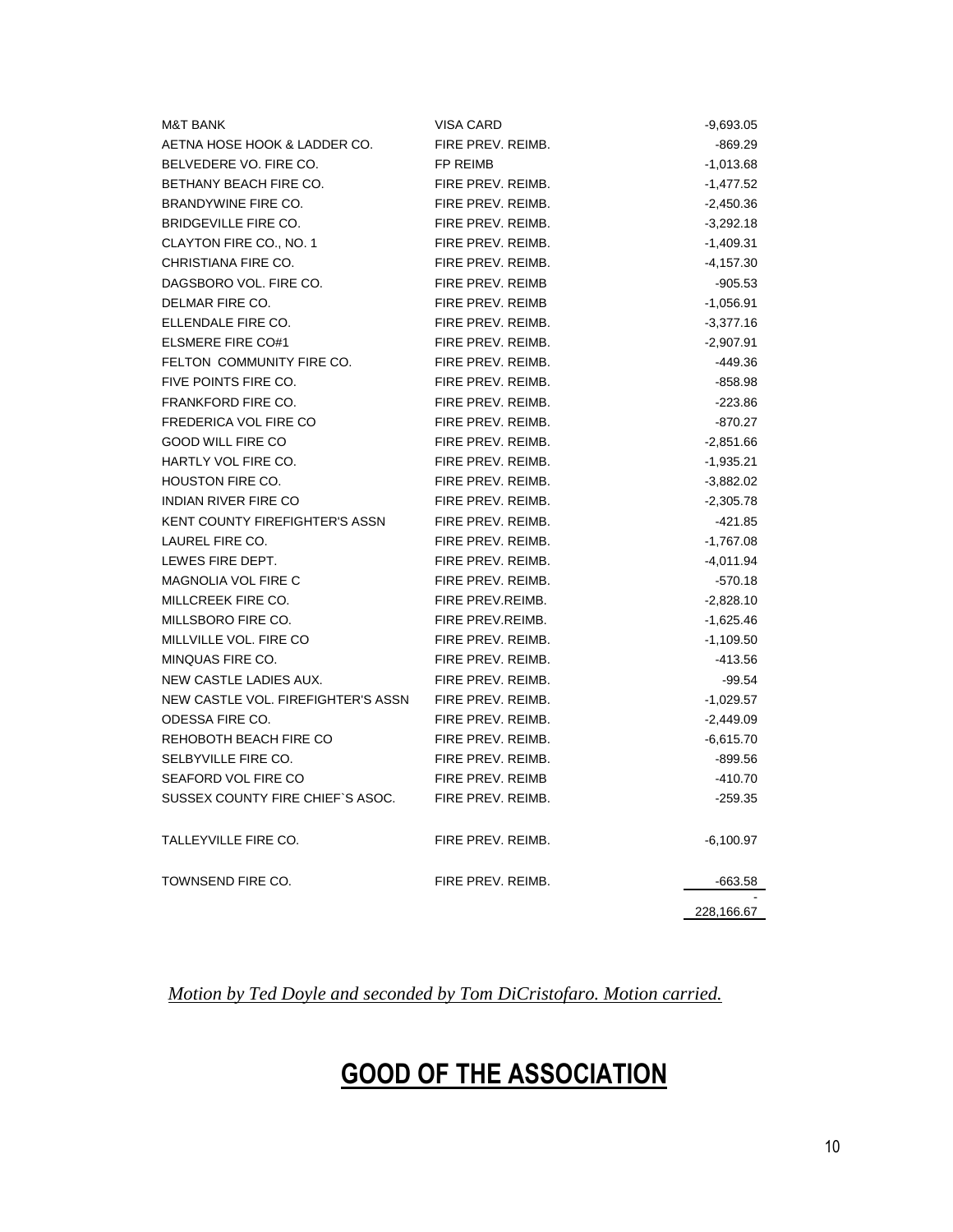| | | |
|---|---|---|
| M&T BANK | VISA CARD | -9,693.05 |
| AETNA HOSE HOOK & LADDER CO. | FIRE PREV. REIMB. | -869.29 |
| BELVEDERE VO. FIRE CO. | FP REIMB | -1,013.68 |
| BETHANY BEACH FIRE CO. | FIRE PREV. REIMB. | -1,477.52 |
| BRANDYWINE FIRE CO. | FIRE PREV. REIMB. | -2,450.36 |
| BRIDGEVILLE FIRE CO. | FIRE PREV. REIMB. | -3,292.18 |
| CLAYTON FIRE CO., NO. 1 | FIRE PREV. REIMB. | -1,409.31 |
| CHRISTIANA FIRE CO. | FIRE PREV. REIMB. | -4,157.30 |
| DAGSBORO VOL. FIRE CO. | FIRE PREV. REIMB | -905.53 |
| DELMAR FIRE CO. | FIRE PREV. REIMB | -1,056.91 |
| ELLENDALE FIRE CO. | FIRE PREV. REIMB. | -3,377.16 |
| ELSMERE FIRE CO#1 | FIRE PREV. REIMB. | -2,907.91 |
| FELTON COMMUNITY FIRE CO. | FIRE PREV. REIMB. | -449.36 |
| FIVE POINTS FIRE CO. | FIRE PREV. REIMB. | -858.98 |
| FRANKFORD FIRE CO. | FIRE PREV. REIMB. | -223.86 |
| FREDERICA VOL FIRE CO | FIRE PREV. REIMB. | -870.27 |
| GOOD WILL FIRE CO | FIRE PREV. REIMB. | -2,851.66 |
| HARTLY VOL FIRE CO. | FIRE PREV. REIMB. | -1,935.21 |
| HOUSTON FIRE CO. | FIRE PREV. REIMB. | -3,882.02 |
| INDIAN RIVER FIRE CO | FIRE PREV. REIMB. | -2,305.78 |
| KENT COUNTY FIREFIGHTER'S ASSN | FIRE PREV. REIMB. | -421.85 |
| LAUREL FIRE CO. | FIRE PREV. REIMB. | -1,767.08 |
| LEWES FIRE DEPT. | FIRE PREV. REIMB. | -4,011.94 |
| MAGNOLIA VOL FIRE C | FIRE PREV. REIMB. | -570.18 |
| MILLCREEK FIRE CO. | FIRE PREV.REIMB. | -2,828.10 |
| MILLSBORO FIRE CO. | FIRE PREV.REIMB. | -1,625.46 |
| MILLVILLE VOL. FIRE CO | FIRE PREV. REIMB. | -1,109.50 |
| MINQUAS FIRE CO. | FIRE PREV. REIMB. | -413.56 |
| NEW CASTLE LADIES AUX. | FIRE PREV. REIMB. | -99.54 |
| NEW CASTLE VOL. FIREFIGHTER'S ASSN | FIRE PREV. REIMB. | -1,029.57 |
| ODESSA FIRE CO. | FIRE PREV. REIMB. | -2,449.09 |
| REHOBOTH BEACH FIRE CO | FIRE PREV. REIMB. | -6,615.70 |
| SELBYVILLE FIRE CO. | FIRE PREV. REIMB. | -899.56 |
| SEAFORD VOL FIRE CO | FIRE PREV. REIMB | -410.70 |
| SUSSEX COUNTY FIRE CHIEF`S ASOC. | FIRE PREV. REIMB. | -259.35 |
| TALLEYVILLE FIRE CO. | FIRE PREV. REIMB. | -6,100.97 |
| TOWNSEND FIRE CO. | FIRE PREV. REIMB. | -663.58 |
| | | - |
| | | 228,166.67 |

*Motion by Ted Doyle and seconded by Tom DiCristofaro. Motion carried.*

# GOOD OF THE ASSOCIATION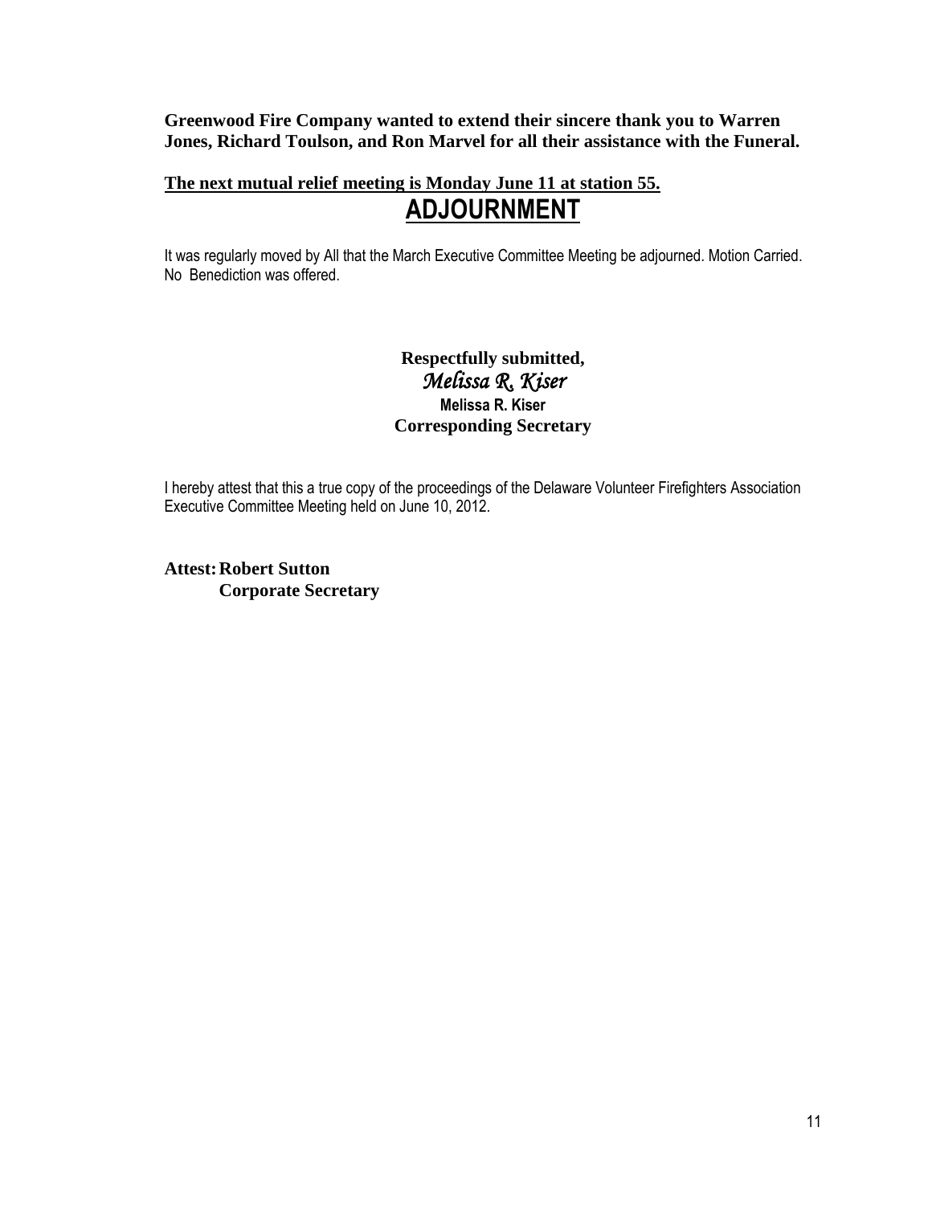**Greenwood Fire Company wanted to extend their sincere thank you to Warren Jones, Richard Toulson, and Ron Marvel for all their assistance with the Funeral.**

**The next mutual relief meeting is Monday June 11 at station 55.**

# ADJOURNMENT

It was regularly moved by All that the March Executive Committee Meeting be adjourned. Motion Carried. No Benediction was offered.

**Respectfully submitted,**
*Melissa R. Kiser*
**Melissa R. Kiser**
**Corresponding Secretary**

I hereby attest that this a true copy of the proceedings of the Delaware Volunteer Firefighters Association Executive Committee Meeting held on June 10, 2012.

**Attest: Robert Sutton**
**Corporate Secretary**